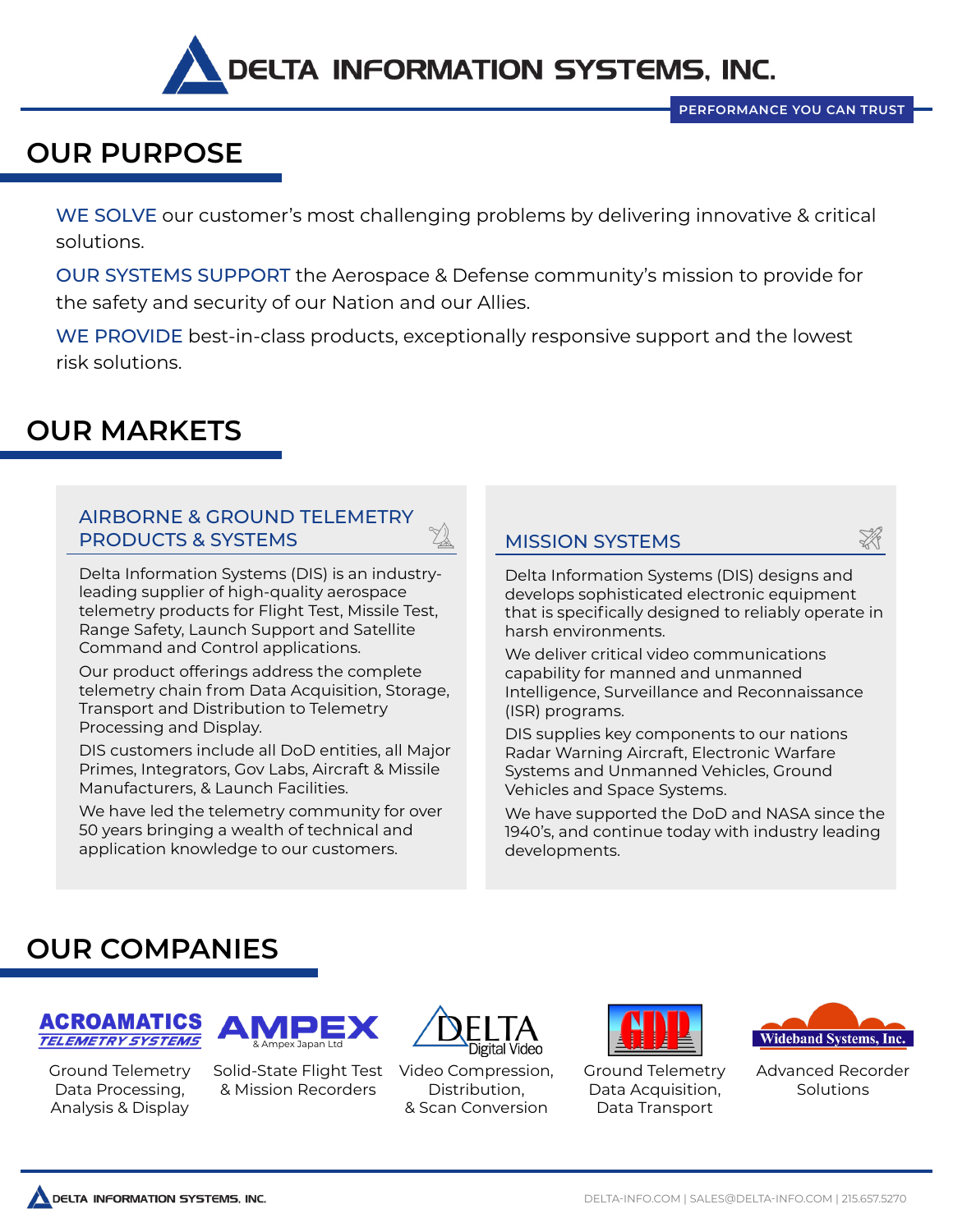# DELTA INFORMATION SYSTEMS, INC.

PERFORMANCE YOU CAN TRUST

## OUR PURPOSE

WE SOLVE our customer's most challenging problems by delivering innovative & critical solutions.

OUR SYSTEMS SUPPORT the Aerospace & Defense community's mission to provide for the safety and security of our Nation and our Allies.

WE PROVIDE best-in-class products, exceptionally responsive support and the lowest risk solutions.

## OUR MARKETS

### AIRBORNE & GROUND TELEMETRY PRODUCTS & SYSTEMS

Delta Information Systems (DIS) is an industry-leading supplier of high-quality aerospace telemetry products for Flight Test, Missile Test, Range Safety, Launch Support and Satellite Command and Control applications.

Our product offerings address the complete telemetry chain from Data Acquisition, Storage, Transport and Distribution to Telemetry Processing and Display.

DIS customers include all DoD entities, all Major Primes, Integrators, Gov Labs, Aircraft & Missile Manufacturers, & Launch Facilities.

We have led the telemetry community for over 50 years bringing a wealth of technical and application knowledge to our customers.

### MISSION SYSTEMS

Delta Information Systems (DIS) designs and develops sophisticated electronic equipment that is specifically designed to reliably operate in harsh environments.

We deliver critical video communications capability for manned and unmanned Intelligence, Surveillance and Reconnaissance (ISR) programs.

DIS supplies key components to our nations Radar Warning Aircraft, Electronic Warfare Systems and Unmanned Vehicles, Ground Vehicles and Space Systems.

We have supported the DoD and NASA since the 1940's, and continue today with industry leading developments.

## OUR COMPANIES

**ACROAMATICS TELEMETRY SYSTEMS** – Ground Telemetry Data Processing, Analysis & Display

**AMPEX** & Ampex Japan Ltd – Solid-State Flight Test & Mission Recorders

**DELTA Digital Video** – Video Compression, Distribution, & Scan Conversion

**GDP** – Ground Telemetry Data Acquisition, Data Transport

**Wideband Systems, Inc.** – Advanced Recorder Solutions

DELTA INFORMATION SYSTEMS, INC. DELTA-INFO.COM | SALES@DELTA-INFO.COM | 215.657.5270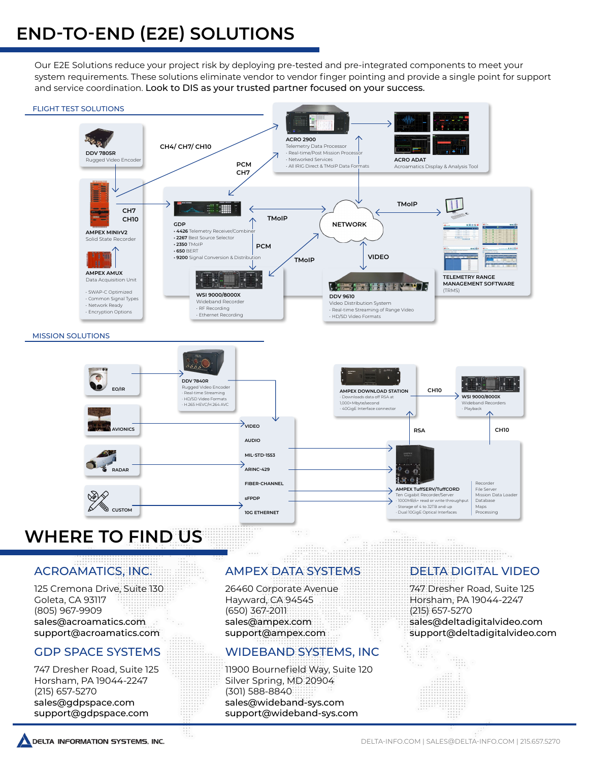# END-TO-END (E2E) SOLUTIONS

Our E2E Solutions reduce your project risk by deploying pre-tested and pre-integrated components to meet your system requirements. These solutions eliminate vendor to vendor finger pointing and provide a single point for support and service coordination. **Look to DIS as your trusted partner focused on your success.**

## FLIGHT TEST SOLUTIONS

**DDV 7805R**
Rugged Video Encoder

CH4/ CH7/ CH10

PCM
CH7

**ACRO 2900**
Telemetry Data Processor
- Real-time/Post Mission Processor
- Networked Services
- All IRIG Direct & TMoIP Data Formats

**ACRO ADAT**
Acroamatics Display & Analysis Tool

CH7
CH10

**AMPEX MINIrV2**
Solid State Recorder

**AMPEX AMUX**
Data Acquisition Unit

- SWAP-C Optimized
- Common Signal Types
- Network Ready
- Encryption Options

**GDP**
- **4426** Telemetry Receiver/Combiner
- **2267** Best Source Selector
- **2350** TMoIP
- **650** BERT
- **9200** Signal Conversion & Distribution

TMoIP

PCM

TMoIP

NETWORK

TMoIP

VIDEO

**WSI 9000/8000X**
Wideband Recorder
- RF Recording
- Ethernet Recording

**DDV 9610**
Video Distribution System
- Real-time Streaming of Range Video
- HD/SD Video Formats

**TELEMETRY RANGE MANAGEMENT SOFTWARE**
(TRMS)

## MISSION SOLUTIONS

EO/IR

AVIONICS

RADAR

CUSTOM

**DDV 7840R**
Rugged Video Encoder
- Real-time Streaming
- HD/SD Video Formats
- H.265 HEVC/H.264 AVC

VIDEO
AUDIO
MIL-STD-1553
ARINC-429
FIBER-CHANNEL
sFPDP
10G ETHERNET

**AMPEX DOWNLOAD STATION**
- Downloads data off RSA at 1,000+Mbyte/second
- 40GigE Interface connector

CH10

**WSI 9000/8000X**
Wideband Recorders
- Playback

RSA

CH10

**AMPEX TuffSERV/TuffCORD**
Ten Gigabit Recorder/Server
- 1000MB/s+ read or write throughput
- Storage of 4 to 32TB and up
- Dual 10GigE Optical Interfaces

Recorder
File Server
Mission Data Loader
Database
Maps
Processing

# WHERE TO FIND US

## ACROAMATICS, INC.

125 Cremona Drive, Suite 130
Goleta, CA 93117
(805) 967-9909
sales@acroamatics.com
support@acroamatics.com

## AMPEX DATA SYSTEMS

26460 Corporate Avenue
Hayward, CA 94545
(650) 367-2011
sales@ampex.com
support@ampex.com

## DELTA DIGITAL VIDEO

747 Dresher Road, Suite 125
Horsham, PA 19044-2247
(215) 657-5270
sales@deltadigitalvideo.com
support@deltadigitalvideo.com

## GDP SPACE SYSTEMS

747 Dresher Road, Suite 125
Horsham, PA 19044-2247
(215) 657-5270
sales@gdpspace.com
support@gdpspace.com

## WIDEBAND SYSTEMS, INC

11900 Bournefield Way, Suite 120
Silver Spring, MD 20904
(301) 588-8840
sales@wideband-sys.com
support@wideband-sys.com

DELTA INFORMATION SYSTEMS, INC.

DELTA-INFO.COM | SALES@DELTA-INFO.COM | 215.657.5270